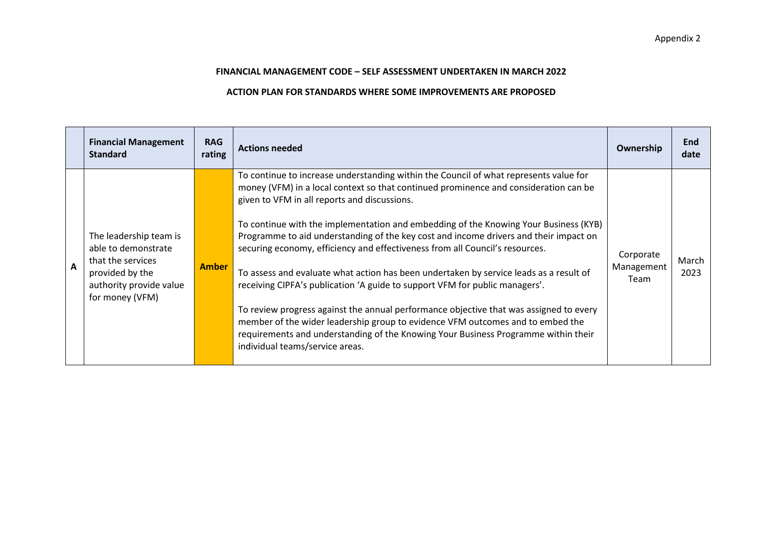Appendix 2

**FINANCIAL MANAGEMENT CODE – SELF ASSESSMENT UNDERTAKEN IN MARCH 2022**

**ACTION PLAN FOR STANDARDS WHERE SOME IMPROVEMENTS ARE PROPOSED**

| | **Financial Management Standard** | **RAG rating** | **Actions needed** | **Ownership** | **End date** |
|---|---|---|---|---|---|
| **A** | The leadership team is able to demonstrate that the services provided by the authority provide value for money (VFM) | **Amber** | To continue to increase understanding within the Council of what represents value for money (VFM) in a local context so that continued prominence and consideration can be given to VFM in all reports and discussions.<br><br>To continue with the implementation and embedding of the Knowing Your Business (KYB) Programme to aid understanding of the key cost and income drivers and their impact on securing economy, efficiency and effectiveness from all Council's resources.<br><br>To assess and evaluate what action has been undertaken by service leads as a result of receiving CIPFA's publication 'A guide to support VFM for public managers'.<br><br>To review progress against the annual performance objective that was assigned to every member of the wider leadership group to evidence VFM outcomes and to embed the requirements and understanding of the Knowing Your Business Programme within their individual teams/service areas. | Corporate Management Team | March 2023 |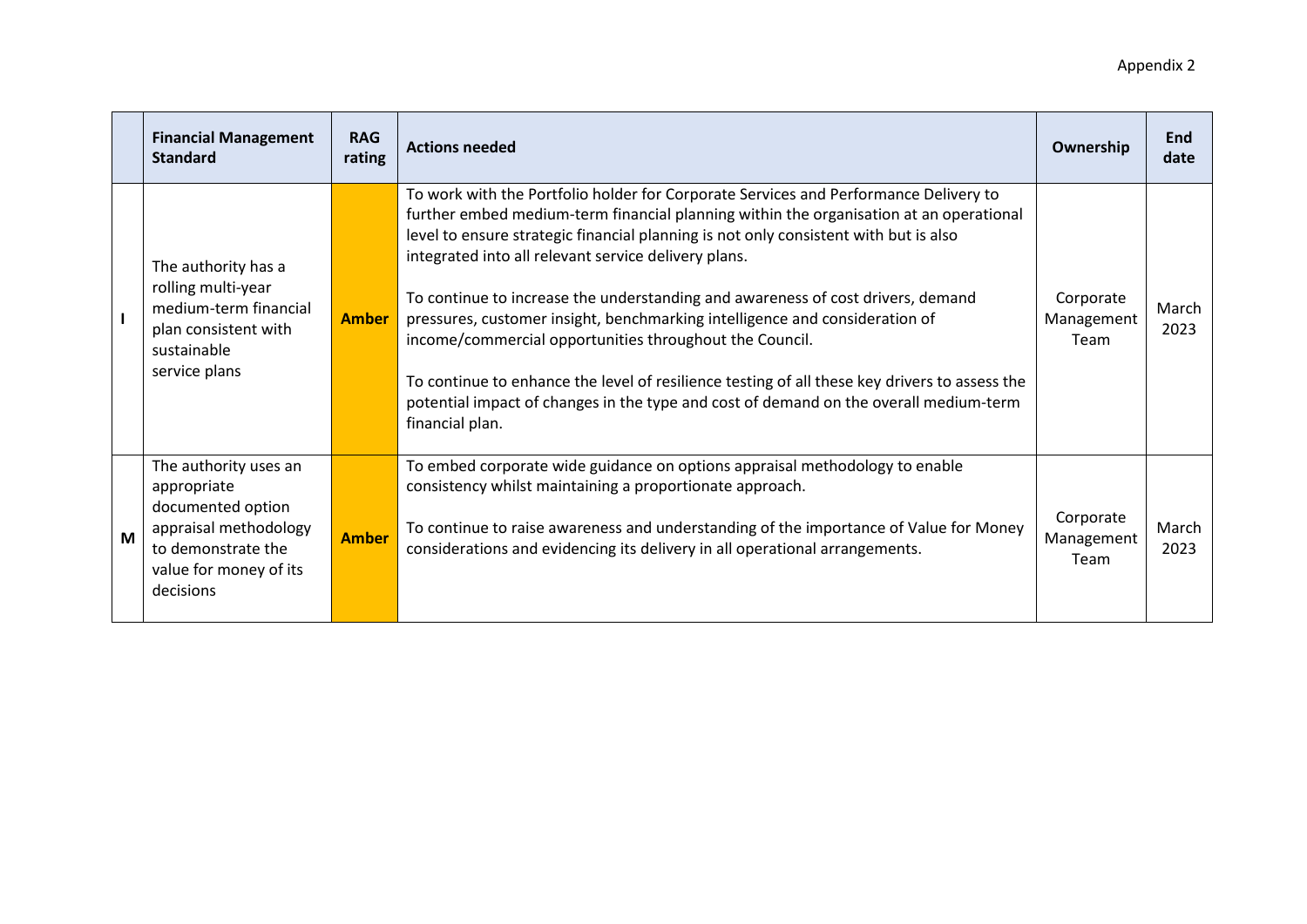Appendix 2

| | Financial Management Standard | RAG rating | Actions needed | Ownership | End date |
|---|---|---|---|---|---|
| I | The authority has a rolling multi-year medium-term financial plan consistent with sustainable service plans | **Amber** | To work with the Portfolio holder for Corporate Services and Performance Delivery to further embed medium-term financial planning within the organisation at an operational level to ensure strategic financial planning is not only consistent with but is also integrated into all relevant service delivery plans.<br><br>To continue to increase the understanding and awareness of cost drivers, demand pressures, customer insight, benchmarking intelligence and consideration of income/commercial opportunities throughout the Council.<br><br>To continue to enhance the level of resilience testing of all these key drivers to assess the potential impact of changes in the type and cost of demand on the overall medium-term financial plan. | Corporate Management Team | March 2023 |
| M | The authority uses an appropriate documented option appraisal methodology to demonstrate the value for money of its decisions | **Amber** | To embed corporate wide guidance on options appraisal methodology to enable consistency whilst maintaining a proportionate approach.<br><br>To continue to raise awareness and understanding of the importance of Value for Money considerations and evidencing its delivery in all operational arrangements. | Corporate Management Team | March 2023 |